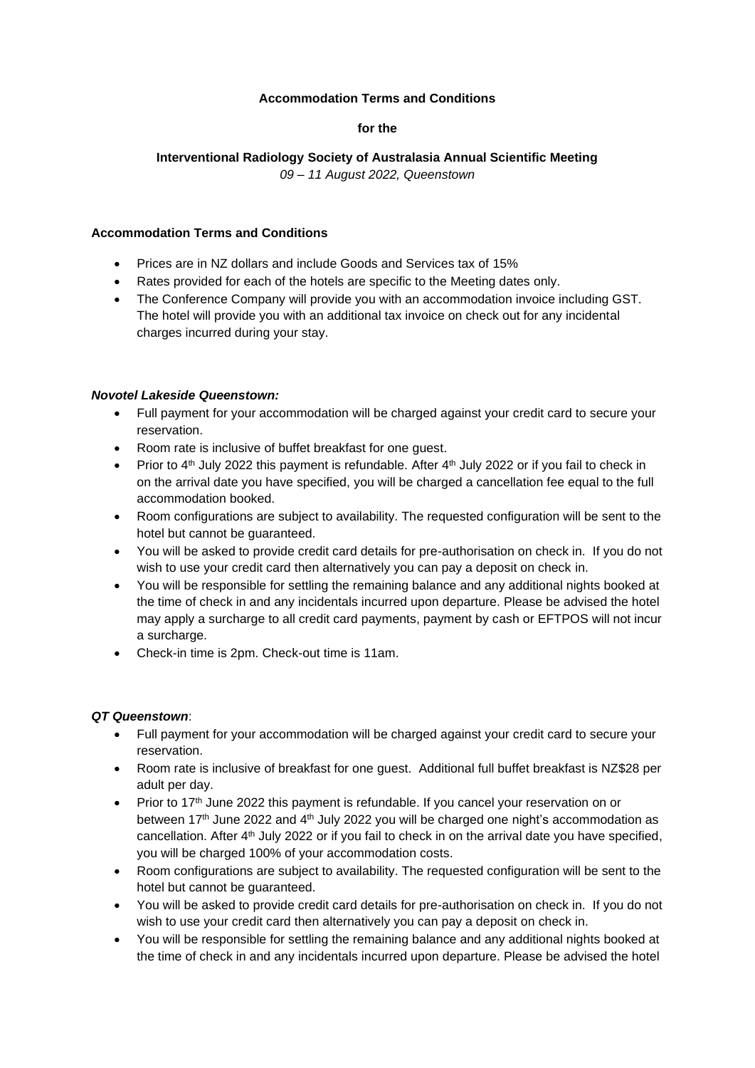**Accommodation Terms and Conditions**

**for the**

**Interventional Radiology Society of Australasia Annual Scientific Meeting**

*09 – 11 August 2022, Queenstown*

**Accommodation Terms and Conditions**

- Prices are in NZ dollars and include Goods and Services tax of 15%
- Rates provided for each of the hotels are specific to the Meeting dates only.
- The Conference Company will provide you with an accommodation invoice including GST. The hotel will provide you with an additional tax invoice on check out for any incidental charges incurred during your stay.

***Novotel Lakeside Queenstown:***

- Full payment for your accommodation will be charged against your credit card to secure your reservation.
- Room rate is inclusive of buffet breakfast for one guest.
- Prior to 4th July 2022 this payment is refundable. After 4th July 2022 or if you fail to check in on the arrival date you have specified, you will be charged a cancellation fee equal to the full accommodation booked.
- Room configurations are subject to availability. The requested configuration will be sent to the hotel but cannot be guaranteed.
- You will be asked to provide credit card details for pre-authorisation on check in. If you do not wish to use your credit card then alternatively you can pay a deposit on check in.
- You will be responsible for settling the remaining balance and any additional nights booked at the time of check in and any incidentals incurred upon departure. Please be advised the hotel may apply a surcharge to all credit card payments, payment by cash or EFTPOS will not incur a surcharge.
- Check-in time is 2pm. Check-out time is 11am.

***QT Queenstown***:

- Full payment for your accommodation will be charged against your credit card to secure your reservation.
- Room rate is inclusive of breakfast for one guest. Additional full buffet breakfast is NZ$28 per adult per day.
- Prior to 17th June 2022 this payment is refundable. If you cancel your reservation on or between 17th June 2022 and 4th July 2022 you will be charged one night's accommodation as cancellation. After 4th July 2022 or if you fail to check in on the arrival date you have specified, you will be charged 100% of your accommodation costs.
- Room configurations are subject to availability. The requested configuration will be sent to the hotel but cannot be guaranteed.
- You will be asked to provide credit card details for pre-authorisation on check in. If you do not wish to use your credit card then alternatively you can pay a deposit on check in.
- You will be responsible for settling the remaining balance and any additional nights booked at the time of check in and any incidentals incurred upon departure. Please be advised the hotel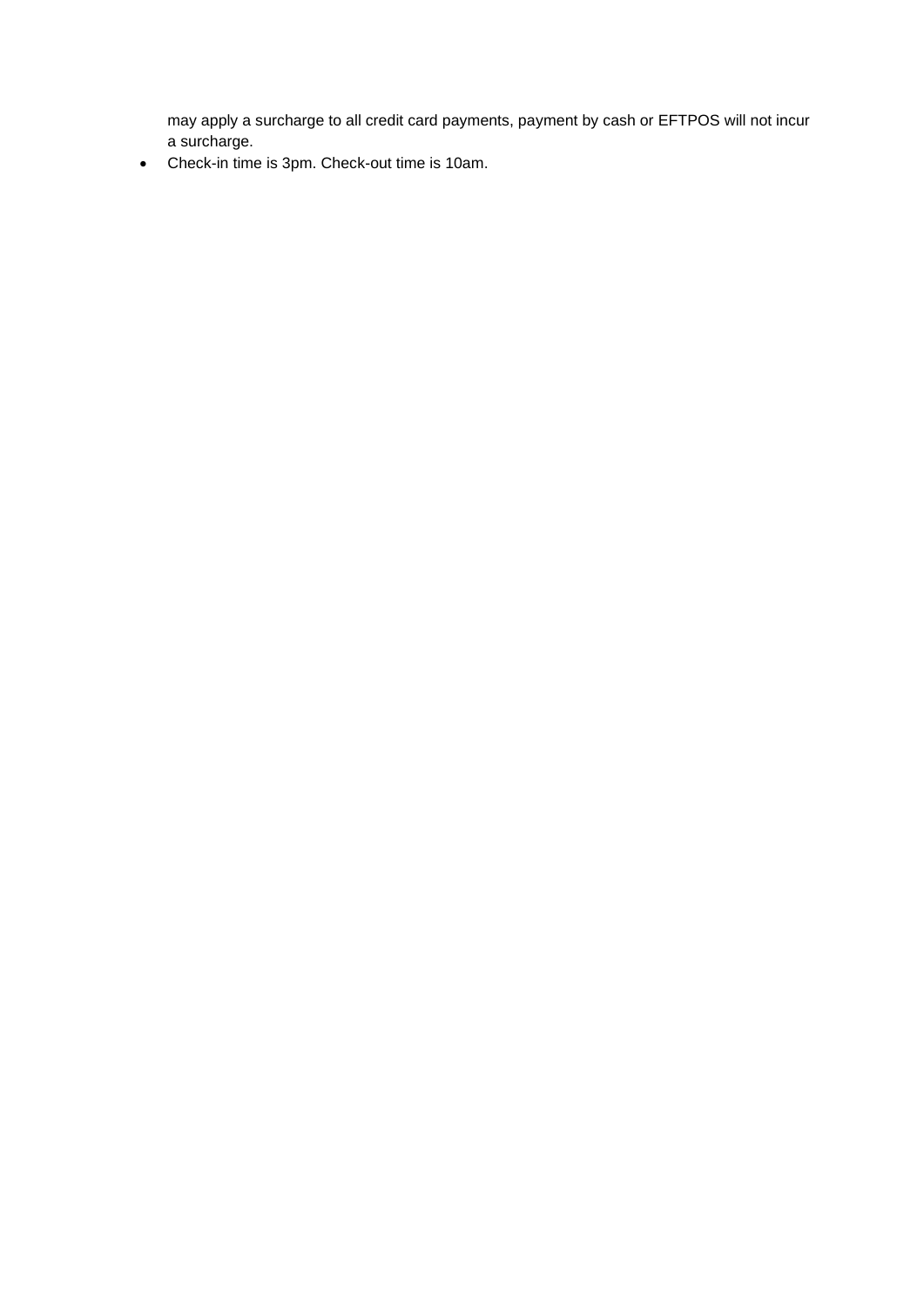may apply a surcharge to all credit card payments, payment by cash or EFTPOS will not incur a surcharge.

- Check-in time is 3pm. Check-out time is 10am.